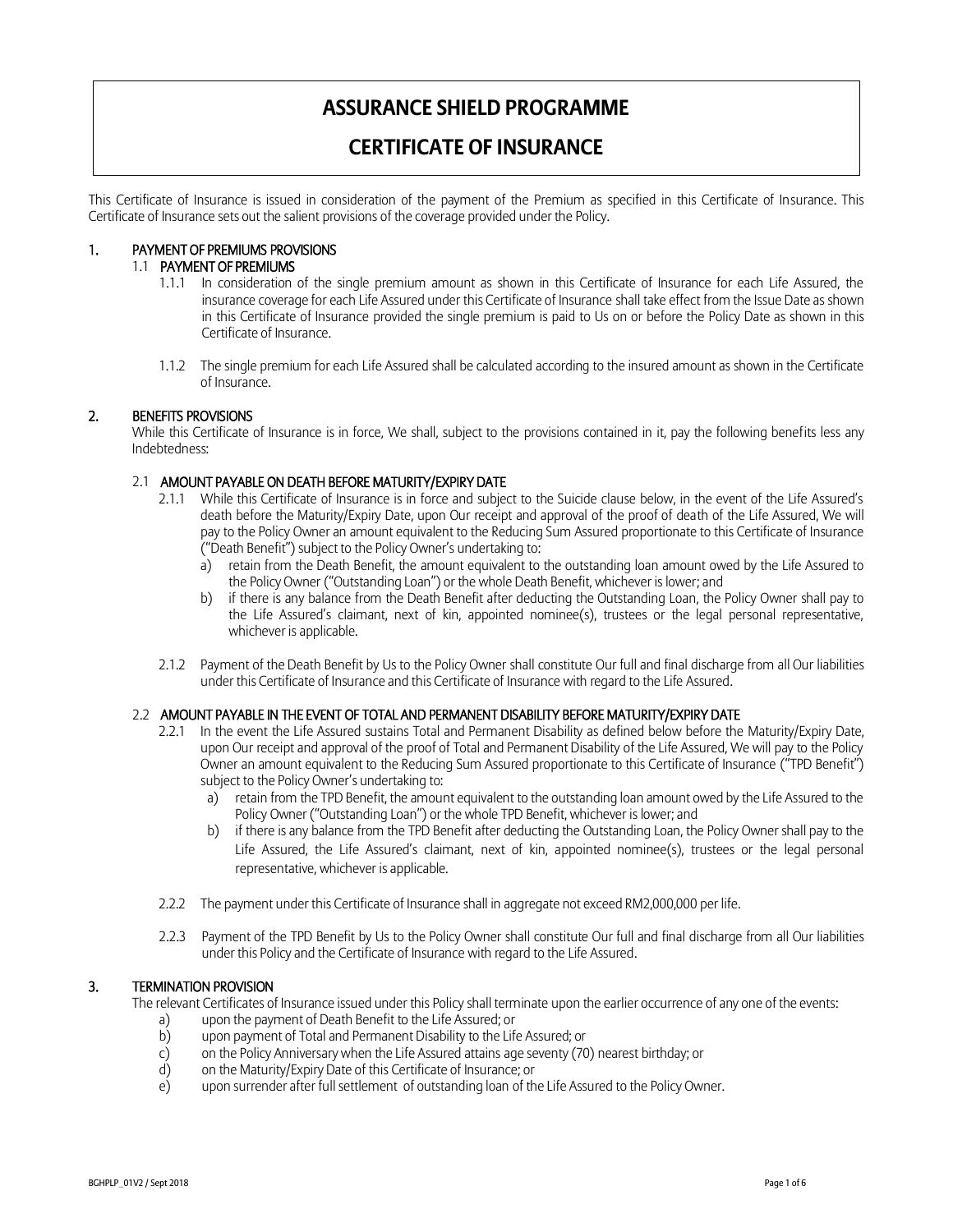# ASSURANCE SHIELD PROGRAMME

# CERTIFICATE OF INSURANCE

This Certificate of Insurance is issued in consideration of the payment of the Premium as specified in this Certificate of Insurance. This Certificate of Insurance sets out the salient provisions of the coverage provided under the Policy.

## 1. PAYMENT OF PREMIUMS PROVISIONS

### 1.1 PAYMENT OF PREMIUMS

1.1.1 In consideration of the single premium amount as shown in this Certificate of Insurance for each Life Assured, the insurance coverage for each Life Assured under this Certificate of Insurance shall take effect from the Issue Date as shown in this Certificate of Insurance provided the single premium is paid to Us on or before the Policy Date as shown in this Certificate of Insurance.

1.1.2 The single premium for each Life Assured shall be calculated according to the insured amount as shown in the Certificate of Insurance.

## 2. BENEFITS PROVISIONS

While this Certificate of Insurance is in force, We shall, subject to the provisions contained in it, pay the following benefits less any Indebtedness:

### 2.1 AMOUNT PAYABLE ON DEATH BEFORE MATURITY/EXPIRY DATE

2.1.1 While this Certificate of Insurance is in force and subject to the Suicide clause below, in the event of the Life Assured's death before the Maturity/Expiry Date, upon Our receipt and approval of the proof of death of the Life Assured, We will pay to the Policy Owner an amount equivalent to the Reducing Sum Assured proportionate to this Certificate of Insurance ("Death Benefit") subject to the Policy Owner's undertaking to:

a) retain from the Death Benefit, the amount equivalent to the outstanding loan amount owed by the Life Assured to the Policy Owner ("Outstanding Loan") or the whole Death Benefit, whichever is lower; and
b) if there is any balance from the Death Benefit after deducting the Outstanding Loan, the Policy Owner shall pay to the Life Assured's claimant, next of kin, appointed nominee(s), trustees or the legal personal representative, whichever is applicable.

2.1.2 Payment of the Death Benefit by Us to the Policy Owner shall constitute Our full and final discharge from all Our liabilities under this Certificate of Insurance and this Certificate of Insurance with regard to the Life Assured.

### 2.2 AMOUNT PAYABLE IN THE EVENT OF TOTAL AND PERMANENT DISABILITY BEFORE MATURITY/EXPIRY DATE

2.2.1 In the event the Life Assured sustains Total and Permanent Disability as defined below before the Maturity/Expiry Date, upon Our receipt and approval of the proof of Total and Permanent Disability of the Life Assured, We will pay to the Policy Owner an amount equivalent to the Reducing Sum Assured proportionate to this Certificate of Insurance ("TPD Benefit") subject to the Policy Owner's undertaking to:

a) retain from the TPD Benefit, the amount equivalent to the outstanding loan amount owed by the Life Assured to the Policy Owner ("Outstanding Loan") or the whole TPD Benefit, whichever is lower; and
b) if there is any balance from the TPD Benefit after deducting the Outstanding Loan, the Policy Owner shall pay to the Life Assured, the Life Assured's claimant, next of kin, appointed nominee(s), trustees or the legal personal representative, whichever is applicable.

2.2.2 The payment under this Certificate of Insurance shall in aggregate not exceed RM2,000,000 per life.

2.2.3 Payment of the TPD Benefit by Us to the Policy Owner shall constitute Our full and final discharge from all Our liabilities under this Policy and the Certificate of Insurance with regard to the Life Assured.

## 3. TERMINATION PROVISION

The relevant Certificates of Insurance issued under this Policy shall terminate upon the earlier occurrence of any one of the events:

a) upon the payment of Death Benefit to the Life Assured; or
b) upon payment of Total and Permanent Disability to the Life Assured; or
c) on the Policy Anniversary when the Life Assured attains age seventy (70) nearest birthday; or
d) on the Maturity/Expiry Date of this Certificate of Insurance; or
e) upon surrender after full settlement of outstanding loan of the Life Assured to the Policy Owner.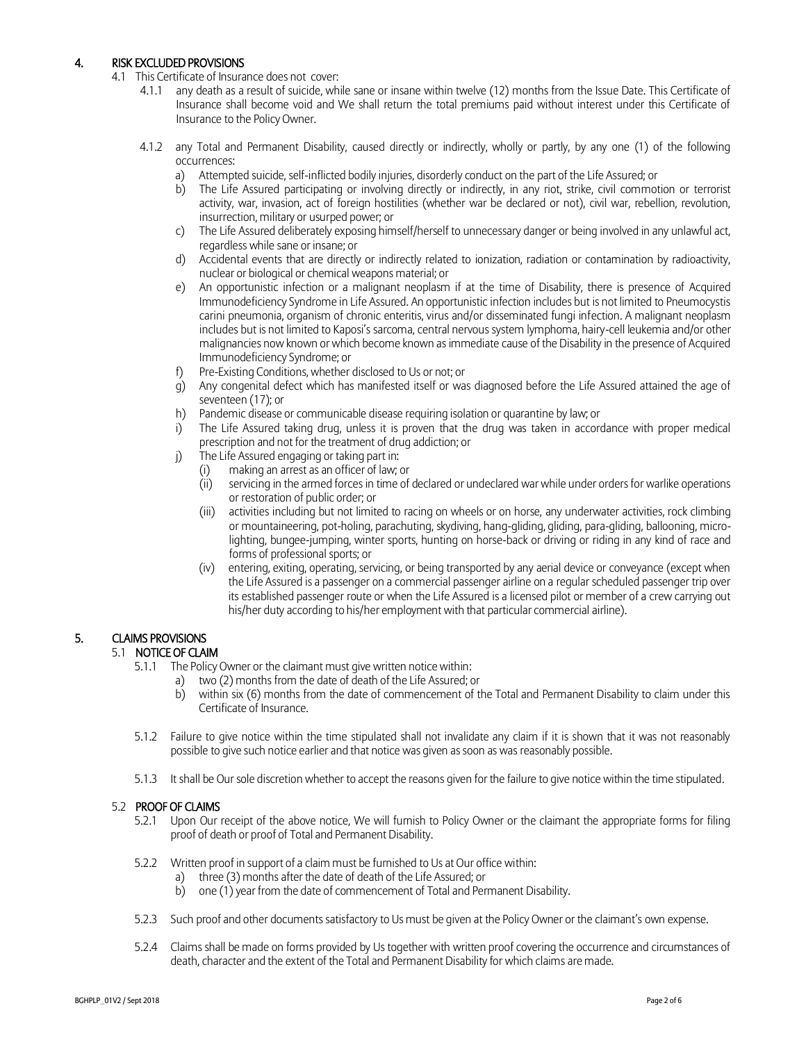## 4. RISK EXCLUDED PROVISIONS

4.1 This Certificate of Insurance does not cover:

4.1.1 any death as a result of suicide, while sane or insane within twelve (12) months from the Issue Date. This Certificate of Insurance shall become void and We shall return the total premiums paid without interest under this Certificate of Insurance to the Policy Owner.

4.1.2 any Total and Permanent Disability, caused directly or indirectly, wholly or partly, by any one (1) of the following occurrences:

a) Attempted suicide, self-inflicted bodily injuries, disorderly conduct on the part of the Life Assured; or

b) The Life Assured participating or involving directly or indirectly, in any riot, strike, civil commotion or terrorist activity, war, invasion, act of foreign hostilities (whether war be declared or not), civil war, rebellion, revolution, insurrection, military or usurped power; or

c) The Life Assured deliberately exposing himself/herself to unnecessary danger or being involved in any unlawful act, regardless while sane or insane; or

d) Accidental events that are directly or indirectly related to ionization, radiation or contamination by radioactivity, nuclear or biological or chemical weapons material; or

e) An opportunistic infection or a malignant neoplasm if at the time of Disability, there is presence of Acquired Immunodeficiency Syndrome in Life Assured. An opportunistic infection includes but is not limited to Pneumocystis carini pneumonia, organism of chronic enteritis, virus and/or disseminated fungi infection. A malignant neoplasm includes but is not limited to Kaposi's sarcoma, central nervous system lymphoma, hairy-cell leukemia and/or other malignancies now known or which become known as immediate cause of the Disability in the presence of Acquired Immunodeficiency Syndrome; or

f) Pre-Existing Conditions, whether disclosed to Us or not; or

g) Any congenital defect which has manifested itself or was diagnosed before the Life Assured attained the age of seventeen (17); or

h) Pandemic disease or communicable disease requiring isolation or quarantine by law; or

i) The Life Assured taking drug, unless it is proven that the drug was taken in accordance with proper medical prescription and not for the treatment of drug addiction; or

j) The Life Assured engaging or taking part in:

(i) making an arrest as an officer of law; or

(ii) servicing in the armed forces in time of declared or undeclared war while under orders for warlike operations or restoration of public order; or

(iii) activities including but not limited to racing on wheels or on horse, any underwater activities, rock climbing or mountaineering, pot-holing, parachuting, skydiving, hang-gliding, gliding, para-gliding, ballooning, micro-lighting, bungee-jumping, winter sports, hunting on horse-back or driving or riding in any kind of race and forms of professional sports; or

(iv) entering, exiting, operating, servicing, or being transported by any aerial device or conveyance (except when the Life Assured is a passenger on a commercial passenger airline on a regular scheduled passenger trip over its established passenger route or when the Life Assured is a licensed pilot or member of a crew carrying out his/her duty according to his/her employment with that particular commercial airline).

## 5. CLAIMS PROVISIONS

### 5.1 NOTICE OF CLAIM

5.1.1 The Policy Owner or the claimant must give written notice within:

a) two (2) months from the date of death of the Life Assured; or

b) within six (6) months from the date of commencement of the Total and Permanent Disability to claim under this Certificate of Insurance.

5.1.2 Failure to give notice within the time stipulated shall not invalidate any claim if it is shown that it was not reasonably possible to give such notice earlier and that notice was given as soon as was reasonably possible.

5.1.3 It shall be Our sole discretion whether to accept the reasons given for the failure to give notice within the time stipulated.

### 5.2 PROOF OF CLAIMS

5.2.1 Upon Our receipt of the above notice, We will furnish to Policy Owner or the claimant the appropriate forms for filing proof of death or proof of Total and Permanent Disability.

5.2.2 Written proof in support of a claim must be furnished to Us at Our office within:

a) three (3) months after the date of death of the Life Assured; or

b) one (1) year from the date of commencement of Total and Permanent Disability.

5.2.3 Such proof and other documents satisfactory to Us must be given at the Policy Owner or the claimant's own expense.

5.2.4 Claims shall be made on forms provided by Us together with written proof covering the occurrence and circumstances of death, character and the extent of the Total and Permanent Disability for which claims are made.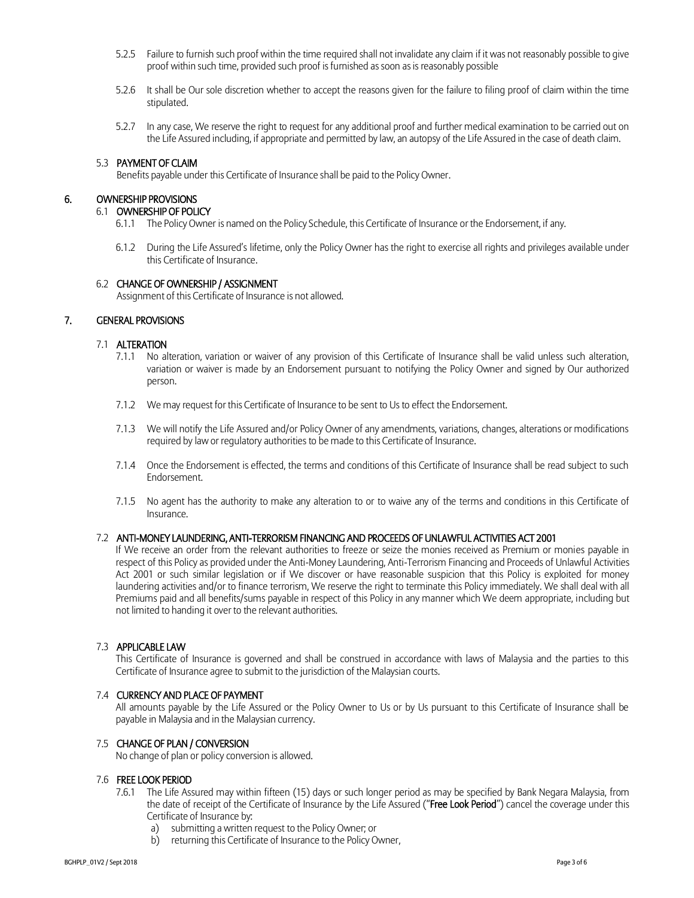5.2.5 Failure to furnish such proof within the time required shall not invalidate any claim if it was not reasonably possible to give proof within such time, provided such proof is furnished as soon as is reasonably possible

5.2.6 It shall be Our sole discretion whether to accept the reasons given for the failure to filing proof of claim within the time stipulated.

5.2.7 In any case, We reserve the right to request for any additional proof and further medical examination to be carried out on the Life Assured including, if appropriate and permitted by law, an autopsy of the Life Assured in the case of death claim.

### 5.3 PAYMENT OF CLAIM

Benefits payable under this Certificate of Insurance shall be paid to the Policy Owner.

## 6. OWNERSHIP PROVISIONS

### 6.1 OWNERSHIP OF POLICY

6.1.1 The Policy Owner is named on the Policy Schedule, this Certificate of Insurance or the Endorsement, if any.

6.1.2 During the Life Assured's lifetime, only the Policy Owner has the right to exercise all rights and privileges available under this Certificate of Insurance.

### 6.2 CHANGE OF OWNERSHIP / ASSIGNMENT

Assignment of this Certificate of Insurance is not allowed.

## 7. GENERAL PROVISIONS

### 7.1 ALTERATION

7.1.1 No alteration, variation or waiver of any provision of this Certificate of Insurance shall be valid unless such alteration, variation or waiver is made by an Endorsement pursuant to notifying the Policy Owner and signed by Our authorized person.

7.1.2 We may request for this Certificate of Insurance to be sent to Us to effect the Endorsement.

7.1.3 We will notify the Life Assured and/or Policy Owner of any amendments, variations, changes, alterations or modifications required by law or regulatory authorities to be made to this Certificate of Insurance.

7.1.4 Once the Endorsement is effected, the terms and conditions of this Certificate of Insurance shall be read subject to such Endorsement.

7.1.5 No agent has the authority to make any alteration to or to waive any of the terms and conditions in this Certificate of Insurance.

### 7.2 ANTI-MONEY LAUNDERING, ANTI-TERRORISM FINANCING AND PROCEEDS OF UNLAWFUL ACTIVITIES ACT 2001

If We receive an order from the relevant authorities to freeze or seize the monies received as Premium or monies payable in respect of this Policy as provided under the Anti-Money Laundering, Anti-Terrorism Financing and Proceeds of Unlawful Activities Act 2001 or such similar legislation or if We discover or have reasonable suspicion that this Policy is exploited for money laundering activities and/or to finance terrorism, We reserve the right to terminate this Policy immediately. We shall deal with all Premiums paid and all benefits/sums payable in respect of this Policy in any manner which We deem appropriate, including but not limited to handing it over to the relevant authorities.

### 7.3 APPLICABLE LAW

This Certificate of Insurance is governed and shall be construed in accordance with laws of Malaysia and the parties to this Certificate of Insurance agree to submit to the jurisdiction of the Malaysian courts.

### 7.4 CURRENCY AND PLACE OF PAYMENT

All amounts payable by the Life Assured or the Policy Owner to Us or by Us pursuant to this Certificate of Insurance shall be payable in Malaysia and in the Malaysian currency.

### 7.5 CHANGE OF PLAN / CONVERSION

No change of plan or policy conversion is allowed.

### 7.6 FREE LOOK PERIOD

7.6.1 The Life Assured may within fifteen (15) days or such longer period as may be specified by Bank Negara Malaysia, from the date of receipt of the Certificate of Insurance by the Life Assured ("**Free Look Period**") cancel the coverage under this Certificate of Insurance by:

a) submitting a written request to the Policy Owner; or
b) returning this Certificate of Insurance to the Policy Owner,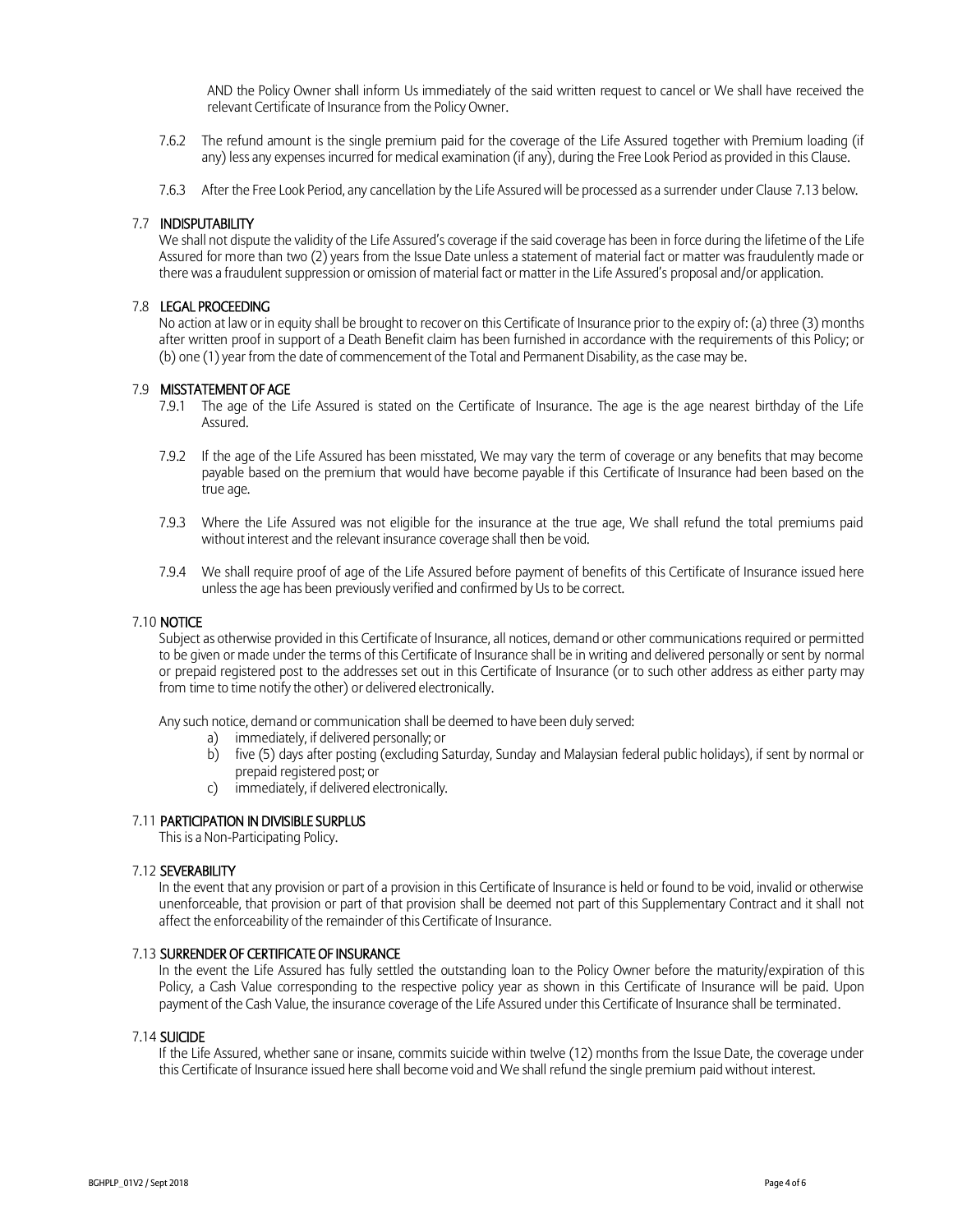AND the Policy Owner shall inform Us immediately of the said written request to cancel or We shall have received the relevant Certificate of Insurance from the Policy Owner.

7.6.2 The refund amount is the single premium paid for the coverage of the Life Assured together with Premium loading (if any) less any expenses incurred for medical examination (if any), during the Free Look Period as provided in this Clause.

7.6.3 After the Free Look Period, any cancellation by the Life Assured will be processed as a surrender under Clause 7.13 below.

### 7.7 INDISPUTABILITY

We shall not dispute the validity of the Life Assured's coverage if the said coverage has been in force during the lifetime of the Life Assured for more than two (2) years from the Issue Date unless a statement of material fact or matter was fraudulently made or there was a fraudulent suppression or omission of material fact or matter in the Life Assured's proposal and/or application.

### 7.8 LEGAL PROCEEDING

No action at law or in equity shall be brought to recover on this Certificate of Insurance prior to the expiry of: (a) three (3) months after written proof in support of a Death Benefit claim has been furnished in accordance with the requirements of this Policy; or (b) one (1) year from the date of commencement of the Total and Permanent Disability, as the case may be.

### 7.9 MISSTATEMENT OF AGE

7.9.1 The age of the Life Assured is stated on the Certificate of Insurance. The age is the age nearest birthday of the Life Assured.

7.9.2 If the age of the Life Assured has been misstated, We may vary the term of coverage or any benefits that may become payable based on the premium that would have become payable if this Certificate of Insurance had been based on the true age.

7.9.3 Where the Life Assured was not eligible for the insurance at the true age, We shall refund the total premiums paid without interest and the relevant insurance coverage shall then be void.

7.9.4 We shall require proof of age of the Life Assured before payment of benefits of this Certificate of Insurance issued here unless the age has been previously verified and confirmed by Us to be correct.

### 7.10 NOTICE

Subject as otherwise provided in this Certificate of Insurance, all notices, demand or other communications required or permitted to be given or made under the terms of this Certificate of Insurance shall be in writing and delivered personally or sent by normal or prepaid registered post to the addresses set out in this Certificate of Insurance (or to such other address as either party may from time to time notify the other) or delivered electronically.

Any such notice, demand or communication shall be deemed to have been duly served:

a) immediately, if delivered personally; or
b) five (5) days after posting (excluding Saturday, Sunday and Malaysian federal public holidays), if sent by normal or prepaid registered post; or
c) immediately, if delivered electronically.

### 7.11 PARTICIPATION IN DIVISIBLE SURPLUS

This is a Non-Participating Policy.

### 7.12 SEVERABILITY

In the event that any provision or part of a provision in this Certificate of Insurance is held or found to be void, invalid or otherwise unenforceable, that provision or part of that provision shall be deemed not part of this Supplementary Contract and it shall not affect the enforceability of the remainder of this Certificate of Insurance.

### 7.13 SURRENDER OF CERTIFICATE OF INSURANCE

In the event the Life Assured has fully settled the outstanding loan to the Policy Owner before the maturity/expiration of this Policy, a Cash Value corresponding to the respective policy year as shown in this Certificate of Insurance will be paid. Upon payment of the Cash Value, the insurance coverage of the Life Assured under this Certificate of Insurance shall be terminated.

### 7.14 SUICIDE

If the Life Assured, whether sane or insane, commits suicide within twelve (12) months from the Issue Date, the coverage under this Certificate of Insurance issued here shall become void and We shall refund the single premium paid without interest.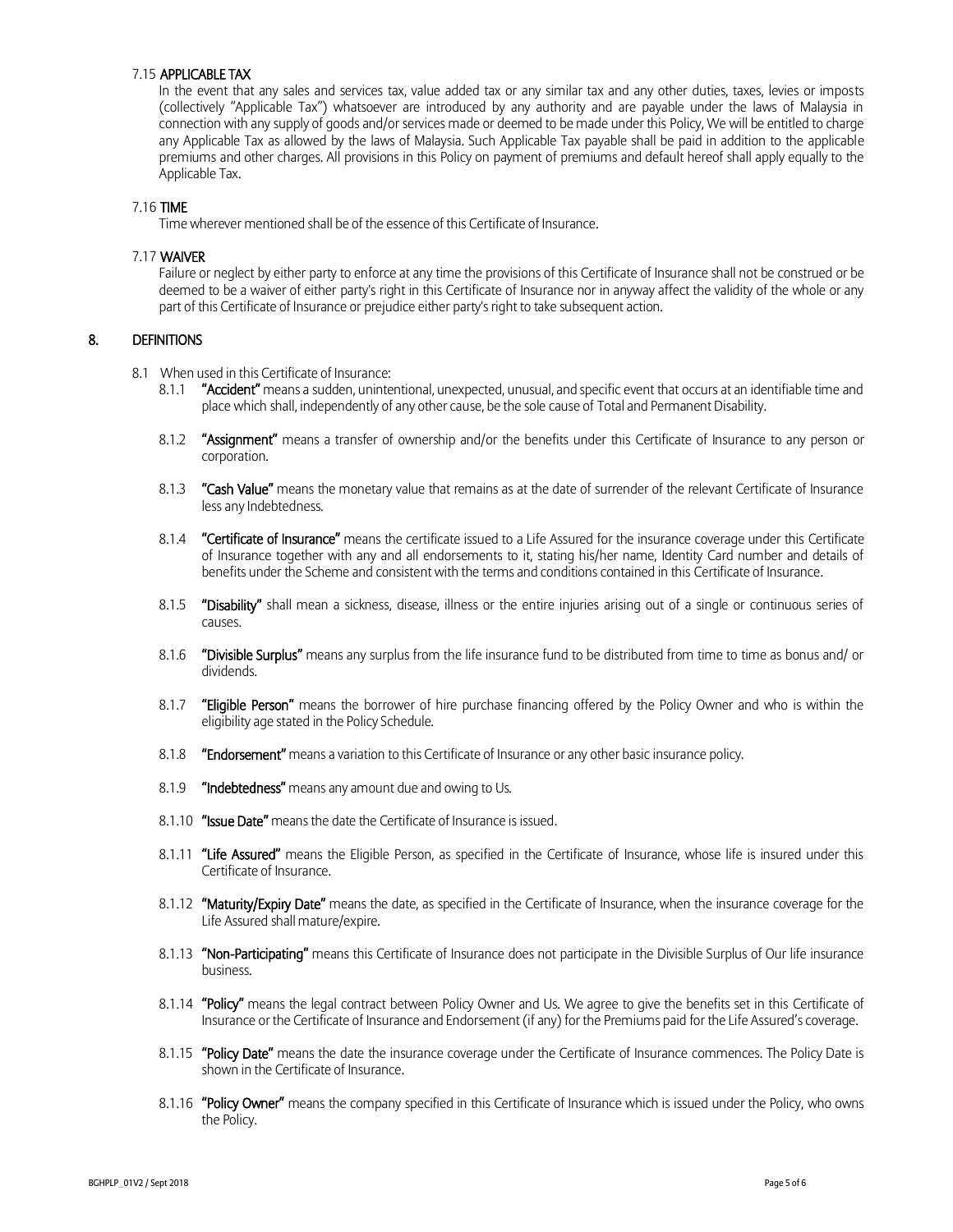7.15 **APPLICABLE TAX**

In the event that any sales and services tax, value added tax or any similar tax and any other duties, taxes, levies or imposts (collectively "Applicable Tax") whatsoever are introduced by any authority and are payable under the laws of Malaysia in connection with any supply of goods and/or services made or deemed to be made under this Policy, We will be entitled to charge any Applicable Tax as allowed by the laws of Malaysia. Such Applicable Tax payable shall be paid in addition to the applicable premiums and other charges. All provisions in this Policy on payment of premiums and default hereof shall apply equally to the Applicable Tax.

7.16 **TIME**

Time wherever mentioned shall be of the essence of this Certificate of Insurance.

7.17 **WAIVER**

Failure or neglect by either party to enforce at any time the provisions of this Certificate of Insurance shall not be construed or be deemed to be a waiver of either party's right in this Certificate of Insurance nor in anyway affect the validity of the whole or any part of this Certificate of Insurance or prejudice either party's right to take subsequent action.

## 8. DEFINITIONS

8.1 When used in this Certificate of Insurance:

8.1.1 **"Accident"** means a sudden, unintentional, unexpected, unusual, and specific event that occurs at an identifiable time and place which shall, independently of any other cause, be the sole cause of Total and Permanent Disability.

8.1.2 **"Assignment"** means a transfer of ownership and/or the benefits under this Certificate of Insurance to any person or corporation.

8.1.3 **"Cash Value"** means the monetary value that remains as at the date of surrender of the relevant Certificate of Insurance less any Indebtedness.

8.1.4 **"Certificate of Insurance"** means the certificate issued to a Life Assured for the insurance coverage under this Certificate of Insurance together with any and all endorsements to it, stating his/her name, Identity Card number and details of benefits under the Scheme and consistent with the terms and conditions contained in this Certificate of Insurance.

8.1.5 **"Disability"** shall mean a sickness, disease, illness or the entire injuries arising out of a single or continuous series of causes.

8.1.6 **"Divisible Surplus"** means any surplus from the life insurance fund to be distributed from time to time as bonus and/ or dividends.

8.1.7 **"Eligible Person"** means the borrower of hire purchase financing offered by the Policy Owner and who is within the eligibility age stated in the Policy Schedule.

8.1.8 **"Endorsement"** means a variation to this Certificate of Insurance or any other basic insurance policy.

8.1.9 **"Indebtedness"** means any amount due and owing to Us.

8.1.10 **"Issue Date"** means the date the Certificate of Insurance is issued.

8.1.11 **"Life Assured"** means the Eligible Person, as specified in the Certificate of Insurance, whose life is insured under this Certificate of Insurance.

8.1.12 **"Maturity/Expiry Date"** means the date, as specified in the Certificate of Insurance, when the insurance coverage for the Life Assured shall mature/expire.

8.1.13 **"Non-Participating"** means this Certificate of Insurance does not participate in the Divisible Surplus of Our life insurance business.

8.1.14 **"Policy"** means the legal contract between Policy Owner and Us. We agree to give the benefits set in this Certificate of Insurance or the Certificate of Insurance and Endorsement (if any) for the Premiums paid for the Life Assured's coverage.

8.1.15 **"Policy Date"** means the date the insurance coverage under the Certificate of Insurance commences. The Policy Date is shown in the Certificate of Insurance.

8.1.16 **"Policy Owner"** means the company specified in this Certificate of Insurance which is issued under the Policy, who owns the Policy.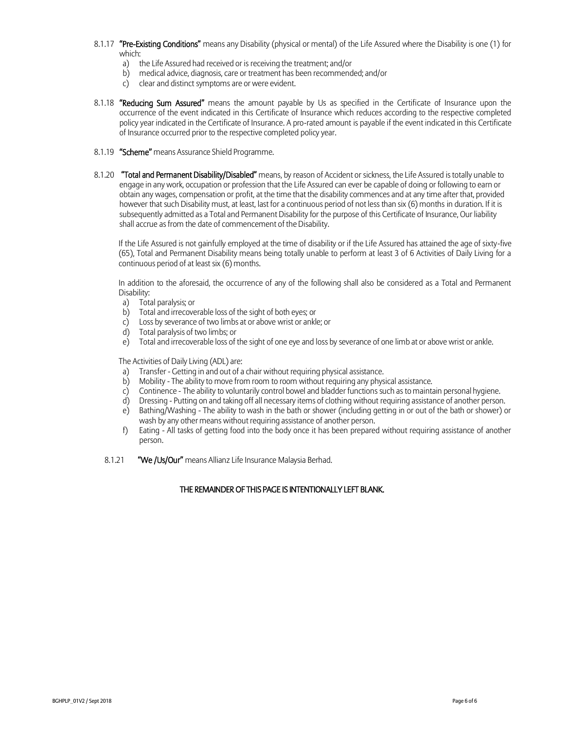8.1.17 **"Pre-Existing Conditions"** means any Disability (physical or mental) of the Life Assured where the Disability is one (1) for which:

a) the Life Assured had received or is receiving the treatment; and/or
b) medical advice, diagnosis, care or treatment has been recommended; and/or
c) clear and distinct symptoms are or were evident.

8.1.18 **"Reducing Sum Assured"** means the amount payable by Us as specified in the Certificate of Insurance upon the occurrence of the event indicated in this Certificate of Insurance which reduces according to the respective completed policy year indicated in the Certificate of Insurance. A pro-rated amount is payable if the event indicated in this Certificate of Insurance occurred prior to the respective completed policy year.

8.1.19 **"Scheme"** means Assurance Shield Programme.

8.1.20 **"Total and Permanent Disability/Disabled"** means, by reason of Accident or sickness, the Life Assured is totally unable to engage in any work, occupation or profession that the Life Assured can ever be capable of doing or following to earn or obtain any wages, compensation or profit, at the time that the disability commences and at any time after that, provided however that such Disability must, at least, last for a continuous period of not less than six (6) months in duration. If it is subsequently admitted as a Total and Permanent Disability for the purpose of this Certificate of Insurance, Our liability shall accrue as from the date of commencement of the Disability.

If the Life Assured is not gainfully employed at the time of disability or if the Life Assured has attained the age of sixty-five (65), Total and Permanent Disability means being totally unable to perform at least 3 of 6 Activities of Daily Living for a continuous period of at least six (6) months.

In addition to the aforesaid, the occurrence of any of the following shall also be considered as a Total and Permanent Disability:

a) Total paralysis; or
b) Total and irrecoverable loss of the sight of both eyes; or
c) Loss by severance of two limbs at or above wrist or ankle; or
d) Total paralysis of two limbs; or
e) Total and irrecoverable loss of the sight of one eye and loss by severance of one limb at or above wrist or ankle.

The Activities of Daily Living (ADL) are:

a) Transfer - Getting in and out of a chair without requiring physical assistance.
b) Mobility - The ability to move from room to room without requiring any physical assistance.
c) Continence - The ability to voluntarily control bowel and bladder functions such as to maintain personal hygiene.
d) Dressing - Putting on and taking off all necessary items of clothing without requiring assistance of another person.
e) Bathing/Washing - The ability to wash in the bath or shower (including getting in or out of the bath or shower) or wash by any other means without requiring assistance of another person.
f) Eating - All tasks of getting food into the body once it has been prepared without requiring assistance of another person.

8.1.21 **"We /Us/Our"** means Allianz Life Insurance Malaysia Berhad.

**THE REMAINDER OF THIS PAGE IS INTENTIONALLY LEFT BLANK.**

BGHPLP_01V2 / Sept 2018